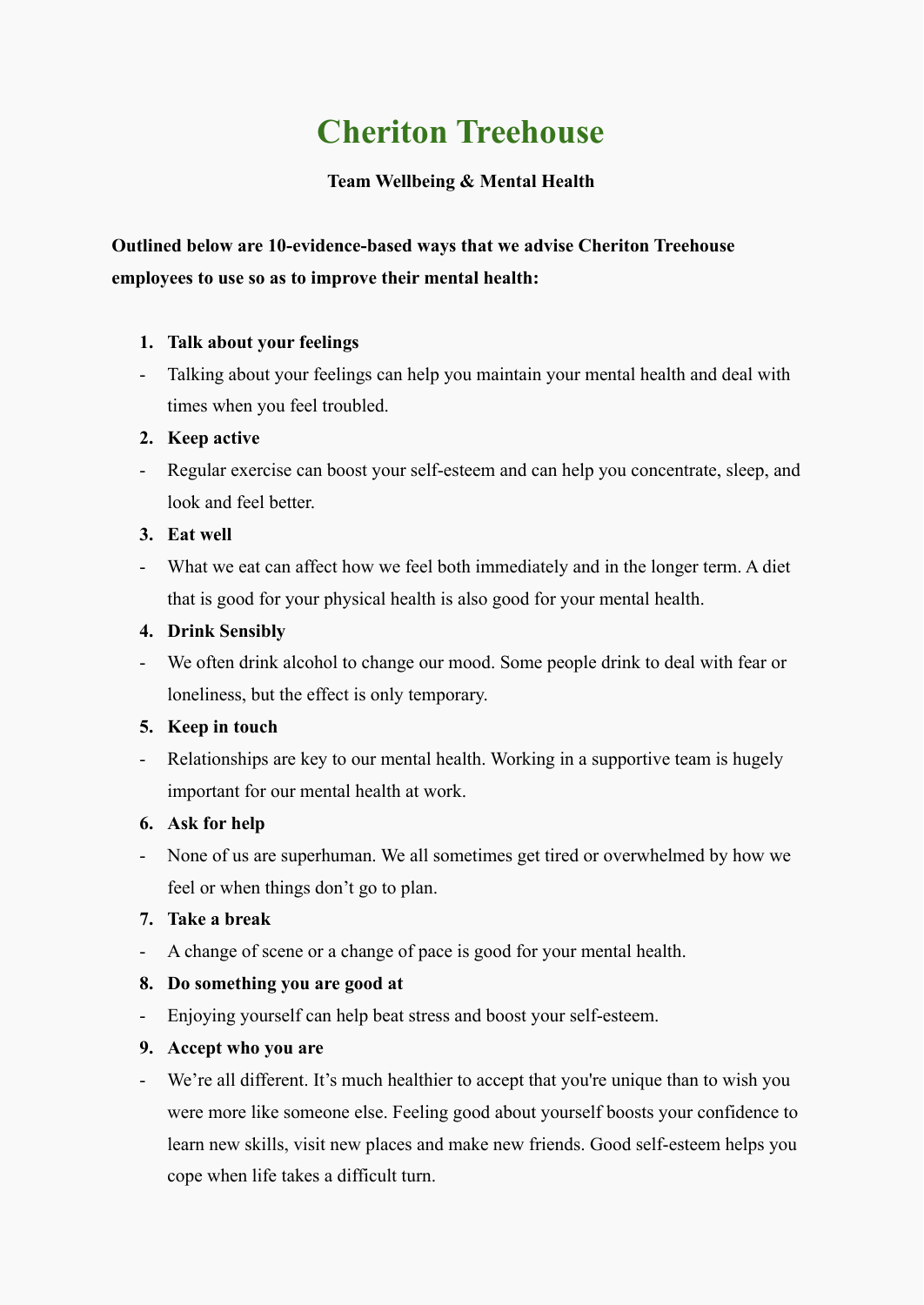# Cheriton Treehouse

### Team Wellbeing & Mental Health

**Outlined below are 10-evidence-based ways that we advise Cheriton Treehouse employees to use so as to improve their mental health:**

1. **Talk about your feelings**
   - Talking about your feelings can help you maintain your mental health and deal with times when you feel troubled.
2. **Keep active**
   - Regular exercise can boost your self-esteem and can help you concentrate, sleep, and look and feel better.
3. **Eat well**
   - What we eat can affect how we feel both immediately and in the longer term. A diet that is good for your physical health is also good for your mental health.
4. **Drink Sensibly**
   - We often drink alcohol to change our mood. Some people drink to deal with fear or loneliness, but the effect is only temporary.
5. **Keep in touch**
   - Relationships are key to our mental health. Working in a supportive team is hugely important for our mental health at work.
6. **Ask for help**
   - None of us are superhuman. We all sometimes get tired or overwhelmed by how we feel or when things don't go to plan.
7. **Take a break**
   - A change of scene or a change of pace is good for your mental health.
8. **Do something you are good at**
   - Enjoying yourself can help beat stress and boost your self-esteem.
9. **Accept who you are**
   - We're all different. It's much healthier to accept that you're unique than to wish you were more like someone else. Feeling good about yourself boosts your confidence to learn new skills, visit new places and make new friends. Good self-esteem helps you cope when life takes a difficult turn.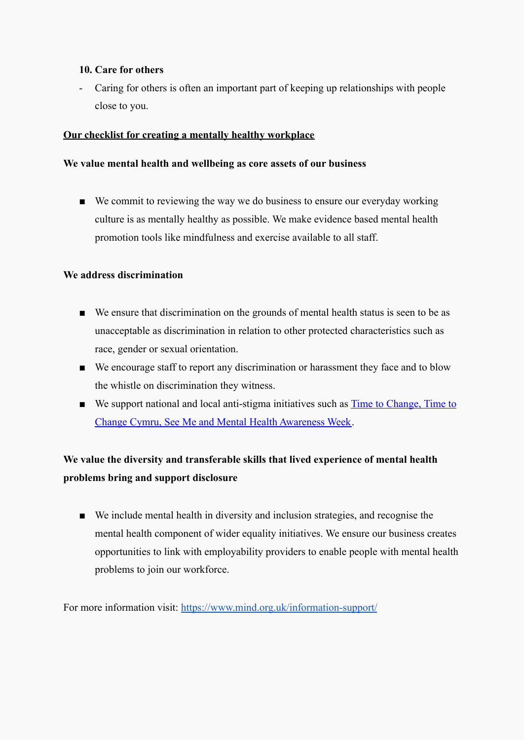**10. Care for others**

- Caring for others is often an important part of keeping up relationships with people close to you.

**Our checklist for creating a mentally healthy workplace**

**We value mental health and wellbeing as core assets of our business**

- We commit to reviewing the way we do business to ensure our everyday working culture is as mentally healthy as possible. We make evidence based mental health promotion tools like mindfulness and exercise available to all staff.

**We address discrimination**

- We ensure that discrimination on the grounds of mental health status is seen to be as unacceptable as discrimination in relation to other protected characteristics such as race, gender or sexual orientation.
- We encourage staff to report any discrimination or harassment they face and to blow the whistle on discrimination they witness.
- We support national and local anti-stigma initiatives such as Time to Change, Time to Change Cymru, See Me and Mental Health Awareness Week.

**We value the diversity and transferable skills that lived experience of mental health problems bring and support disclosure**

- We include mental health in diversity and inclusion strategies, and recognise the mental health component of wider equality initiatives. We ensure our business creates opportunities to link with employability providers to enable people with mental health problems to join our workforce.

For more information visit: https://www.mind.org.uk/information-support/